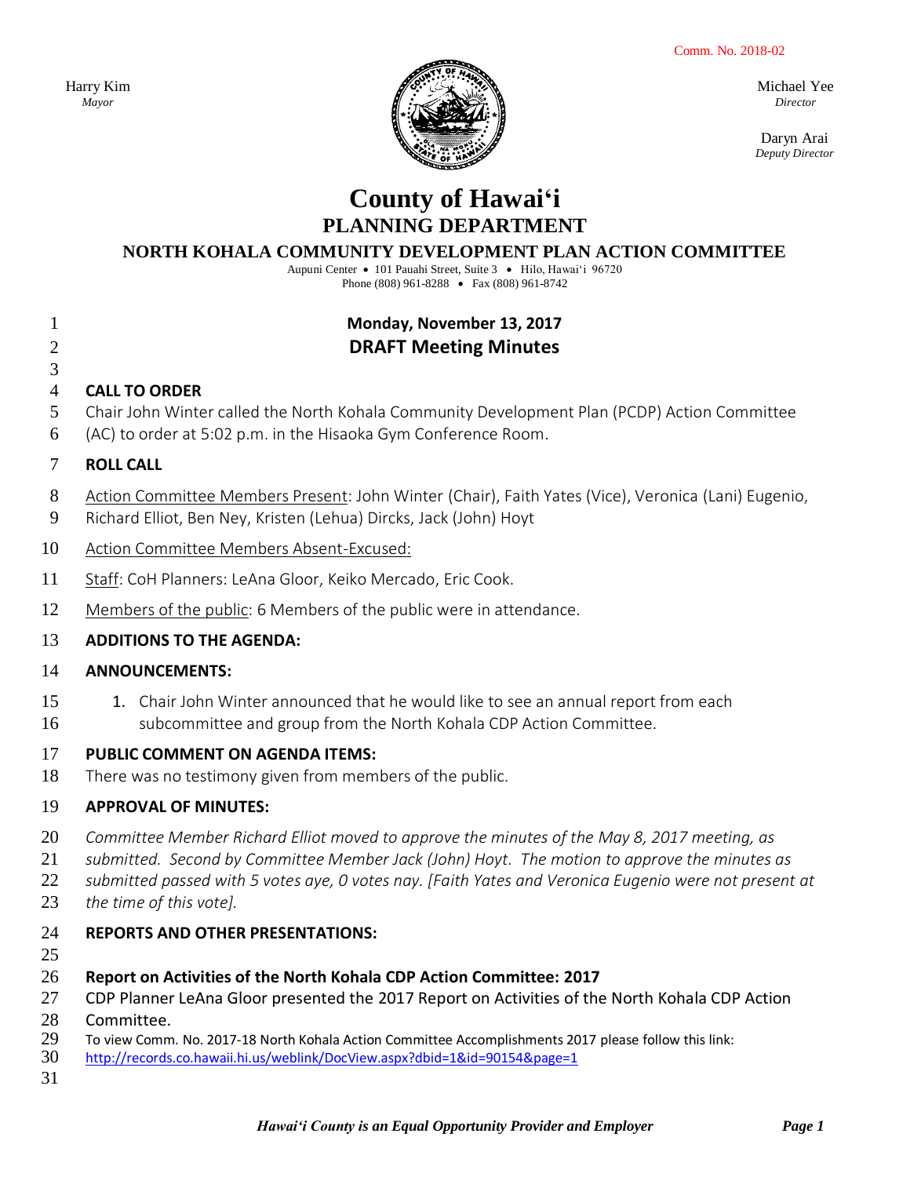Comm. No. 2018-02

Harry Kim
*Mayor*

Michael Yee
*Director*

Daryn Arai
*Deputy Director*

# County of Hawai'i
## PLANNING DEPARTMENT
### NORTH KOHALA COMMUNITY DEVELOPMENT PLAN ACTION COMMITTEE

Aupuni Center • 101 Pauahi Street, Suite 3 • Hilo, Hawai'i 96720
Phone (808) 961-8288 • Fax (808) 961-8742

**Monday, November 13, 2017**

**DRAFT Meeting Minutes**

**CALL TO ORDER**

Chair John Winter called the North Kohala Community Development Plan (PCDP) Action Committee (AC) to order at 5:02 p.m. in the Hisaoka Gym Conference Room.

**ROLL CALL**

Action Committee Members Present: John Winter (Chair), Faith Yates (Vice), Veronica (Lani) Eugenio, Richard Elliot, Ben Ney, Kristen (Lehua) Dircks, Jack (John) Hoyt

Action Committee Members Absent-Excused:

Staff: CoH Planners: LeAna Gloor, Keiko Mercado, Eric Cook.

Members of the public: 6 Members of the public were in attendance.

**ADDITIONS TO THE AGENDA:**

**ANNOUNCEMENTS:**

1. Chair John Winter announced that he would like to see an annual report from each subcommittee and group from the North Kohala CDP Action Committee.

**PUBLIC COMMENT ON AGENDA ITEMS:**

There was no testimony given from members of the public.

**APPROVAL OF MINUTES:**

*Committee Member Richard Elliot moved to approve the minutes of the May 8, 2017 meeting, as submitted. Second by Committee Member Jack (John) Hoyt. The motion to approve the minutes as submitted passed with 5 votes aye, 0 votes nay. [Faith Yates and Veronica Eugenio were not present at the time of this vote].*

**REPORTS AND OTHER PRESENTATIONS:**

**Report on Activities of the North Kohala CDP Action Committee: 2017**

CDP Planner LeAna Gloor presented the 2017 Report on Activities of the North Kohala CDP Action Committee.

To view Comm. No. 2017-18 North Kohala Action Committee Accomplishments 2017 please follow this link:
http://records.co.hawaii.hi.us/weblink/DocView.aspx?dbid=1&id=90154&page=1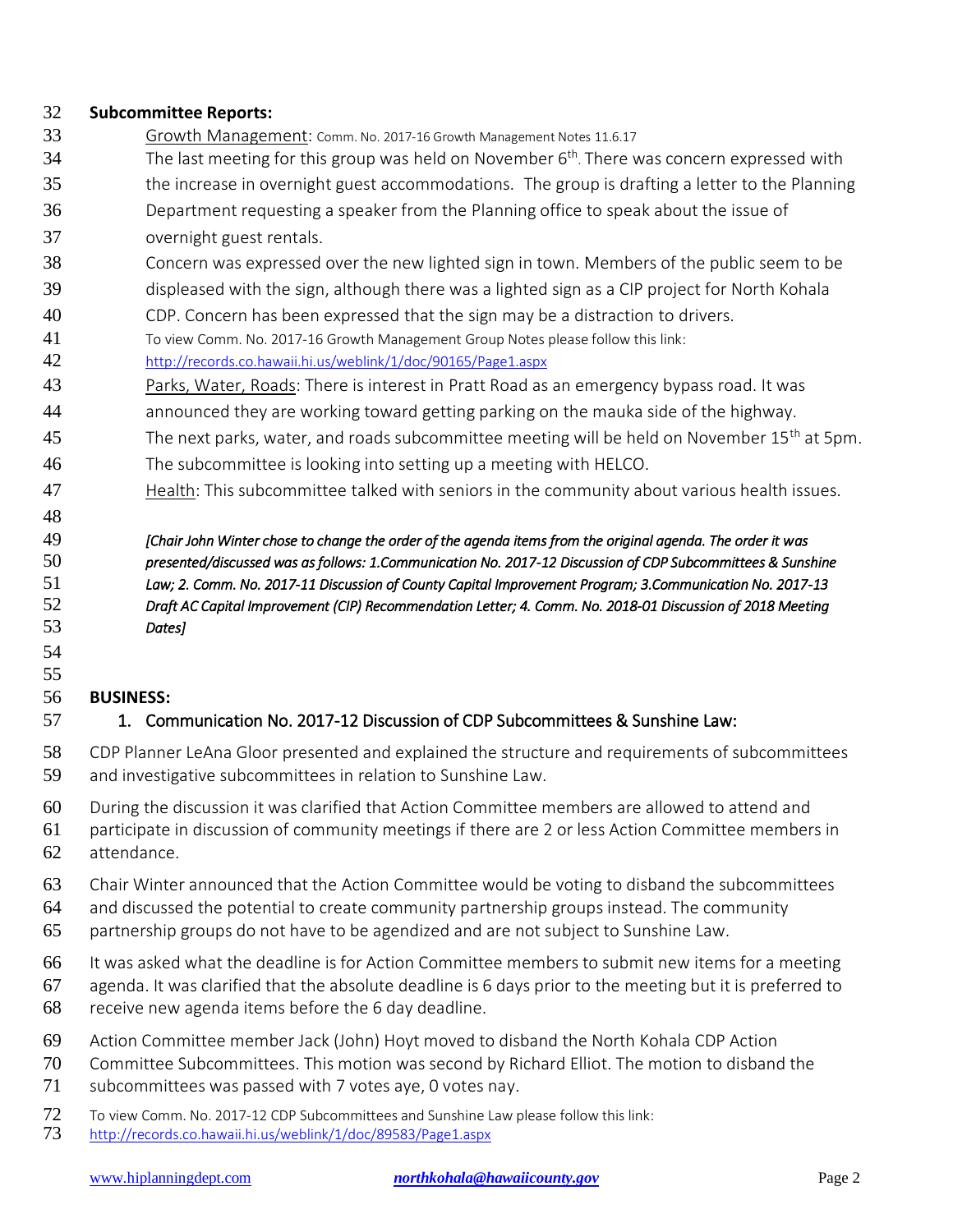**Subcommittee Reports:**

Growth Management: Comm. No. 2017-16 Growth Management Notes 11.6.17

The last meeting for this group was held on November 6th. There was concern expressed with the increase in overnight guest accommodations. The group is drafting a letter to the Planning Department requesting a speaker from the Planning office to speak about the issue of overnight guest rentals.

Concern was expressed over the new lighted sign in town. Members of the public seem to be displeased with the sign, although there was a lighted sign as a CIP project for North Kohala CDP. Concern has been expressed that the sign may be a distraction to drivers.

To view Comm. No. 2017-16 Growth Management Group Notes please follow this link: http://records.co.hawaii.hi.us/weblink/1/doc/90165/Page1.aspx

Parks, Water, Roads: There is interest in Pratt Road as an emergency bypass road. It was announced they are working toward getting parking on the mauka side of the highway. The next parks, water, and roads subcommittee meeting will be held on November 15th at 5pm. The subcommittee is looking into setting up a meeting with HELCO.

Health: This subcommittee talked with seniors in the community about various health issues.

*[Chair John Winter chose to change the order of the agenda items from the original agenda. The order it was presented/discussed was as follows: 1.Communication No. 2017-12 Discussion of CDP Subcommittees & Sunshine Law; 2. Comm. No. 2017-11 Discussion of County Capital Improvement Program; 3.Communication No. 2017-13 Draft AC Capital Improvement (CIP) Recommendation Letter; 4. Comm. No. 2018-01 Discussion of 2018 Meeting Dates]*

**BUSINESS:**

1. Communication No. 2017-12 Discussion of CDP Subcommittees & Sunshine Law:

CDP Planner LeAna Gloor presented and explained the structure and requirements of subcommittees and investigative subcommittees in relation to Sunshine Law.

During the discussion it was clarified that Action Committee members are allowed to attend and participate in discussion of community meetings if there are 2 or less Action Committee members in attendance.

Chair Winter announced that the Action Committee would be voting to disband the subcommittees and discussed the potential to create community partnership groups instead. The community partnership groups do not have to be agendized and are not subject to Sunshine Law.

It was asked what the deadline is for Action Committee members to submit new items for a meeting agenda. It was clarified that the absolute deadline is 6 days prior to the meeting but it is preferred to receive new agenda items before the 6 day deadline.

Action Committee member Jack (John) Hoyt moved to disband the North Kohala CDP Action Committee Subcommittees. This motion was second by Richard Elliot. The motion to disband the subcommittees was passed with 7 votes aye, 0 votes nay.

To view Comm. No. 2017-12 CDP Subcommittees and Sunshine Law please follow this link: http://records.co.hawaii.hi.us/weblink/1/doc/89583/Page1.aspx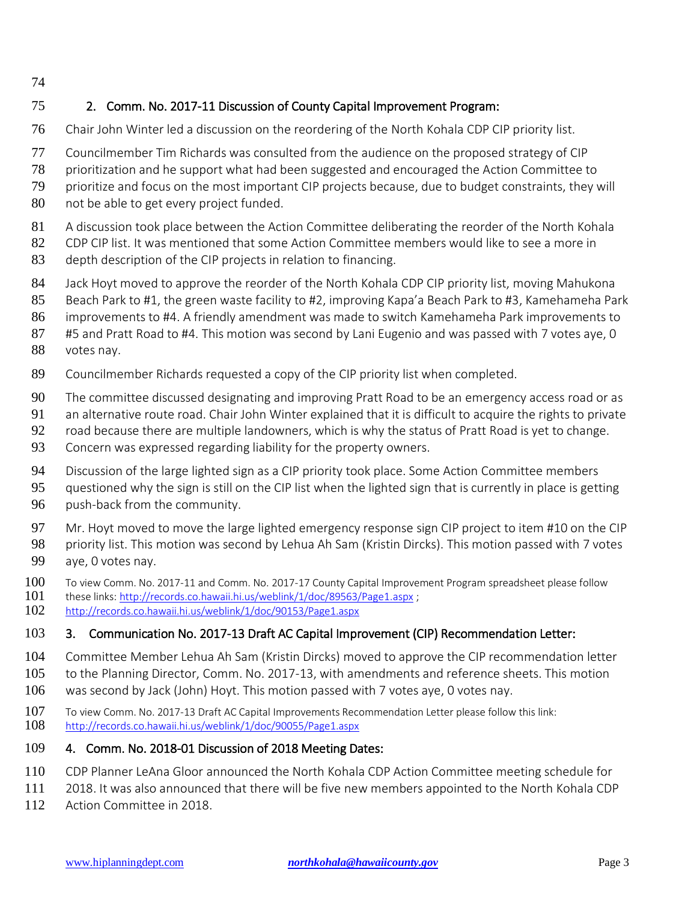2. Comm. No. 2017-11 Discussion of County Capital Improvement Program:

Chair John Winter led a discussion on the reordering of the North Kohala CDP CIP priority list.

Councilmember Tim Richards was consulted from the audience on the proposed strategy of CIP prioritization and he support what had been suggested and encouraged the Action Committee to prioritize and focus on the most important CIP projects because, due to budget constraints, they will not be able to get every project funded.

A discussion took place between the Action Committee deliberating the reorder of the North Kohala CDP CIP list. It was mentioned that some Action Committee members would like to see a more in depth description of the CIP projects in relation to financing.

Jack Hoyt moved to approve the reorder of the North Kohala CDP CIP priority list, moving Mahukona Beach Park to #1, the green waste facility to #2, improving Kapa'a Beach Park to #3, Kamehameha Park improvements to #4. A friendly amendment was made to switch Kamehameha Park improvements to #5 and Pratt Road to #4. This motion was second by Lani Eugenio and was passed with 7 votes aye, 0 votes nay.

Councilmember Richards requested a copy of the CIP priority list when completed.

The committee discussed designating and improving Pratt Road to be an emergency access road or as an alternative route road. Chair John Winter explained that it is difficult to acquire the rights to private road because there are multiple landowners, which is why the status of Pratt Road is yet to change. Concern was expressed regarding liability for the property owners.

Discussion of the large lighted sign as a CIP priority took place. Some Action Committee members questioned why the sign is still on the CIP list when the lighted sign that is currently in place is getting push-back from the community.

Mr. Hoyt moved to move the large lighted emergency response sign CIP project to item #10 on the CIP priority list. This motion was second by Lehua Ah Sam (Kristin Dircks). This motion passed with 7 votes aye, 0 votes nay.

To view Comm. No. 2017-11 and Comm. No. 2017-17 County Capital Improvement Program spreadsheet please follow these links: http://records.co.hawaii.hi.us/weblink/1/doc/89563/Page1.aspx ; http://records.co.hawaii.hi.us/weblink/1/doc/90153/Page1.aspx

3. Communication No. 2017-13 Draft AC Capital Improvement (CIP) Recommendation Letter:

Committee Member Lehua Ah Sam (Kristin Dircks) moved to approve the CIP recommendation letter to the Planning Director, Comm. No. 2017-13, with amendments and reference sheets. This motion was second by Jack (John) Hoyt. This motion passed with 7 votes aye, 0 votes nay.

To view Comm. No. 2017-13 Draft AC Capital Improvements Recommendation Letter please follow this link: http://records.co.hawaii.hi.us/weblink/1/doc/90055/Page1.aspx

4. Comm. No. 2018-01 Discussion of 2018 Meeting Dates:

CDP Planner LeAna Gloor announced the North Kohala CDP Action Committee meeting schedule for 2018. It was also announced that there will be five new members appointed to the North Kohala CDP Action Committee in 2018.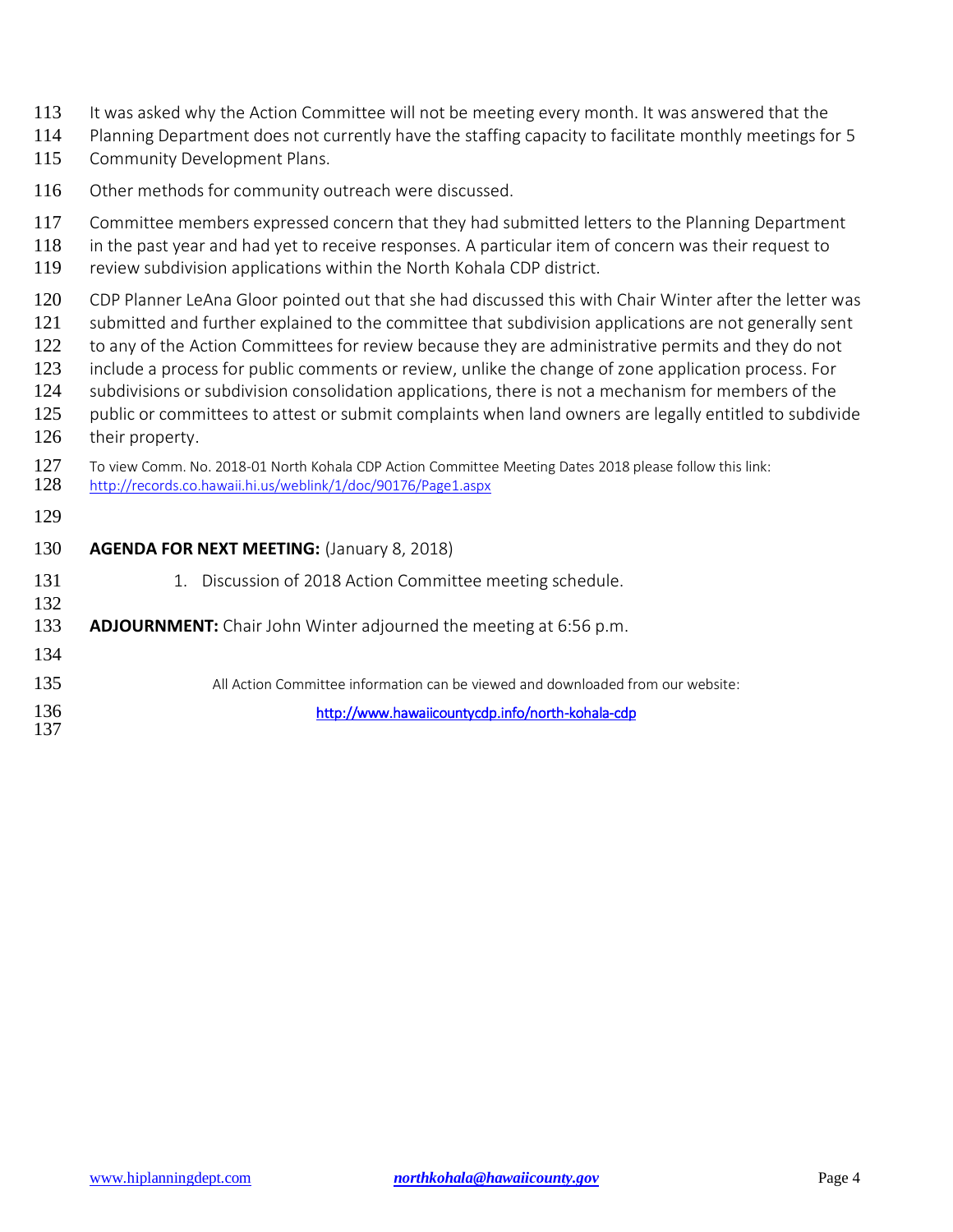It was asked why the Action Committee will not be meeting every month. It was answered that the Planning Department does not currently have the staffing capacity to facilitate monthly meetings for 5 Community Development Plans.

Other methods for community outreach were discussed.

Committee members expressed concern that they had submitted letters to the Planning Department in the past year and had yet to receive responses. A particular item of concern was their request to review subdivision applications within the North Kohala CDP district.

CDP Planner LeAna Gloor pointed out that she had discussed this with Chair Winter after the letter was submitted and further explained to the committee that subdivision applications are not generally sent to any of the Action Committees for review because they are administrative permits and they do not include a process for public comments or review, unlike the change of zone application process. For subdivisions or subdivision consolidation applications, there is not a mechanism for members of the public or committees to attest or submit complaints when land owners are legally entitled to subdivide their property.

To view Comm. No. 2018-01 North Kohala CDP Action Committee Meeting Dates 2018 please follow this link: http://records.co.hawaii.hi.us/weblink/1/doc/90176/Page1.aspx

**AGENDA FOR NEXT MEETING:** (January 8, 2018)

1. Discussion of 2018 Action Committee meeting schedule.

**ADJOURNMENT:** Chair John Winter adjourned the meeting at 6:56 p.m.

All Action Committee information can be viewed and downloaded from our website:

http://www.hawaiicountycdp.info/north-kohala-cdp